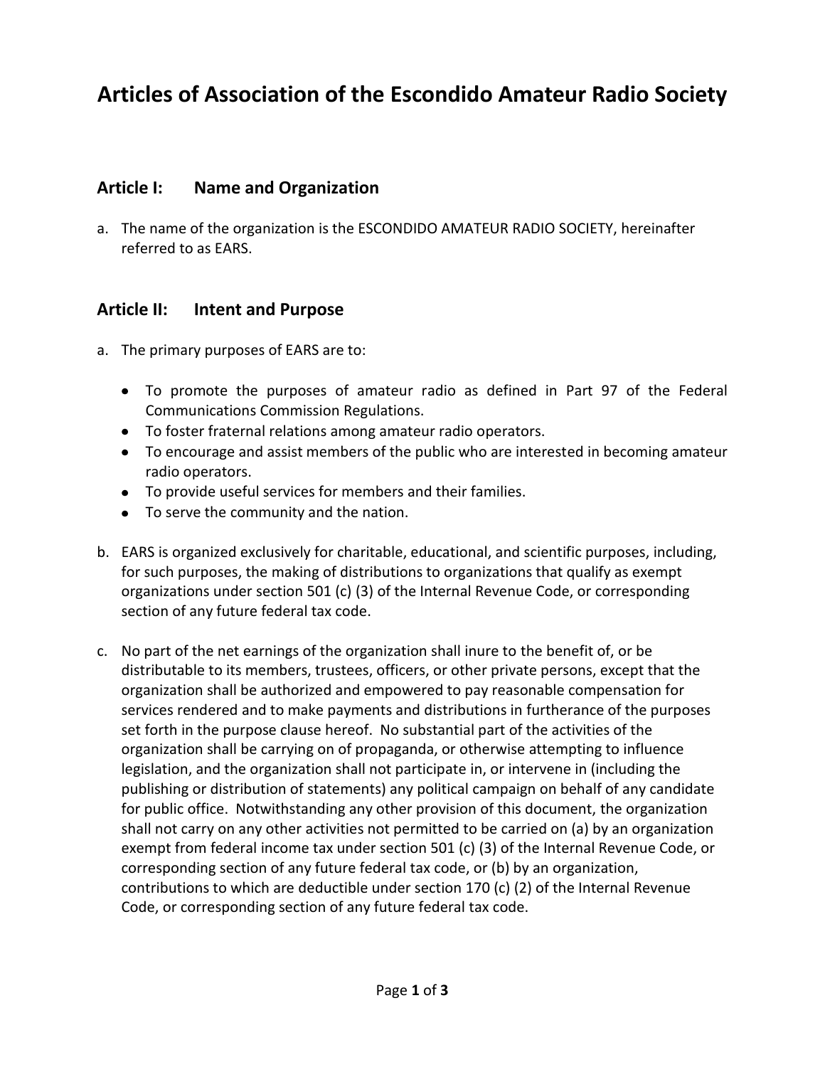# Articles of Association of the Escondido Amateur Radio Society

## Article I: Name and Organization

a. The name of the organization is the ESCONDIDO AMATEUR RADIO SOCIETY, hereinafter referred to as EARS.

## Article II: Intent and Purpose

a. The primary purposes of EARS are to:

- To promote the purposes of amateur radio as defined in Part 97 of the Federal Communications Commission Regulations.
- To foster fraternal relations among amateur radio operators.
- To encourage and assist members of the public who are interested in becoming amateur radio operators.
- To provide useful services for members and their families.
- To serve the community and the nation.

b. EARS is organized exclusively for charitable, educational, and scientific purposes, including, for such purposes, the making of distributions to organizations that qualify as exempt organizations under section 501 (c) (3) of the Internal Revenue Code, or corresponding section of any future federal tax code.

c. No part of the net earnings of the organization shall inure to the benefit of, or be distributable to its members, trustees, officers, or other private persons, except that the organization shall be authorized and empowered to pay reasonable compensation for services rendered and to make payments and distributions in furtherance of the purposes set forth in the purpose clause hereof. No substantial part of the activities of the organization shall be carrying on of propaganda, or otherwise attempting to influence legislation, and the organization shall not participate in, or intervene in (including the publishing or distribution of statements) any political campaign on behalf of any candidate for public office. Notwithstanding any other provision of this document, the organization shall not carry on any other activities not permitted to be carried on (a) by an organization exempt from federal income tax under section 501 (c) (3) of the Internal Revenue Code, or corresponding section of any future federal tax code, or (b) by an organization, contributions to which are deductible under section 170 (c) (2) of the Internal Revenue Code, or corresponding section of any future federal tax code.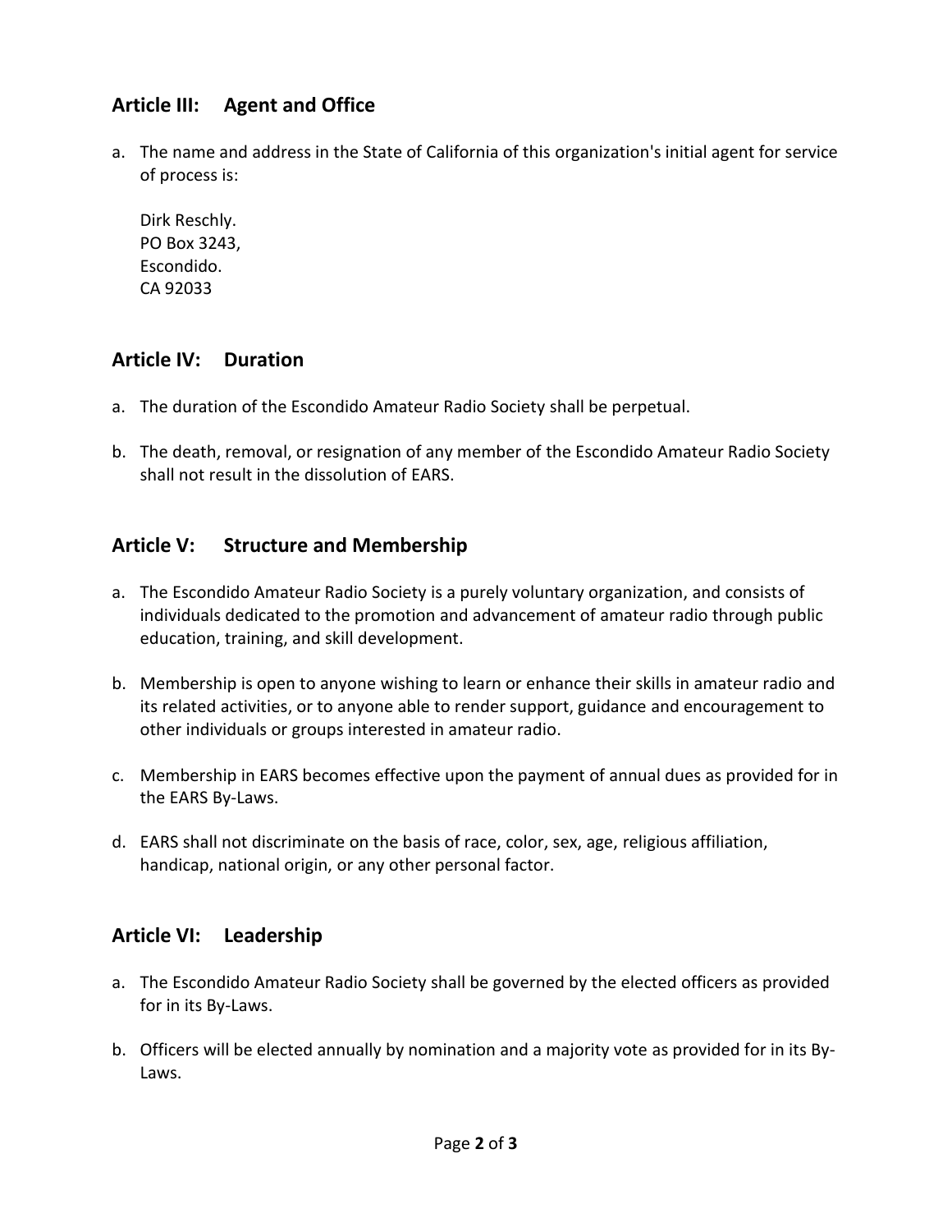## Article III: Agent and Office

a. The name and address in the State of California of this organization's initial agent for service of process is:

   Dirk Reschly.
   PO Box 3243,
   Escondido.
   CA 92033

## Article IV: Duration

a. The duration of the Escondido Amateur Radio Society shall be perpetual.

b. The death, removal, or resignation of any member of the Escondido Amateur Radio Society shall not result in the dissolution of EARS.

## Article V: Structure and Membership

a. The Escondido Amateur Radio Society is a purely voluntary organization, and consists of individuals dedicated to the promotion and advancement of amateur radio through public education, training, and skill development.

b. Membership is open to anyone wishing to learn or enhance their skills in amateur radio and its related activities, or to anyone able to render support, guidance and encouragement to other individuals or groups interested in amateur radio.

c. Membership in EARS becomes effective upon the payment of annual dues as provided for in the EARS By-Laws.

d. EARS shall not discriminate on the basis of race, color, sex, age, religious affiliation, handicap, national origin, or any other personal factor.

## Article VI: Leadership

a. The Escondido Amateur Radio Society shall be governed by the elected officers as provided for in its By-Laws.

b. Officers will be elected annually by nomination and a majority vote as provided for in its By-Laws.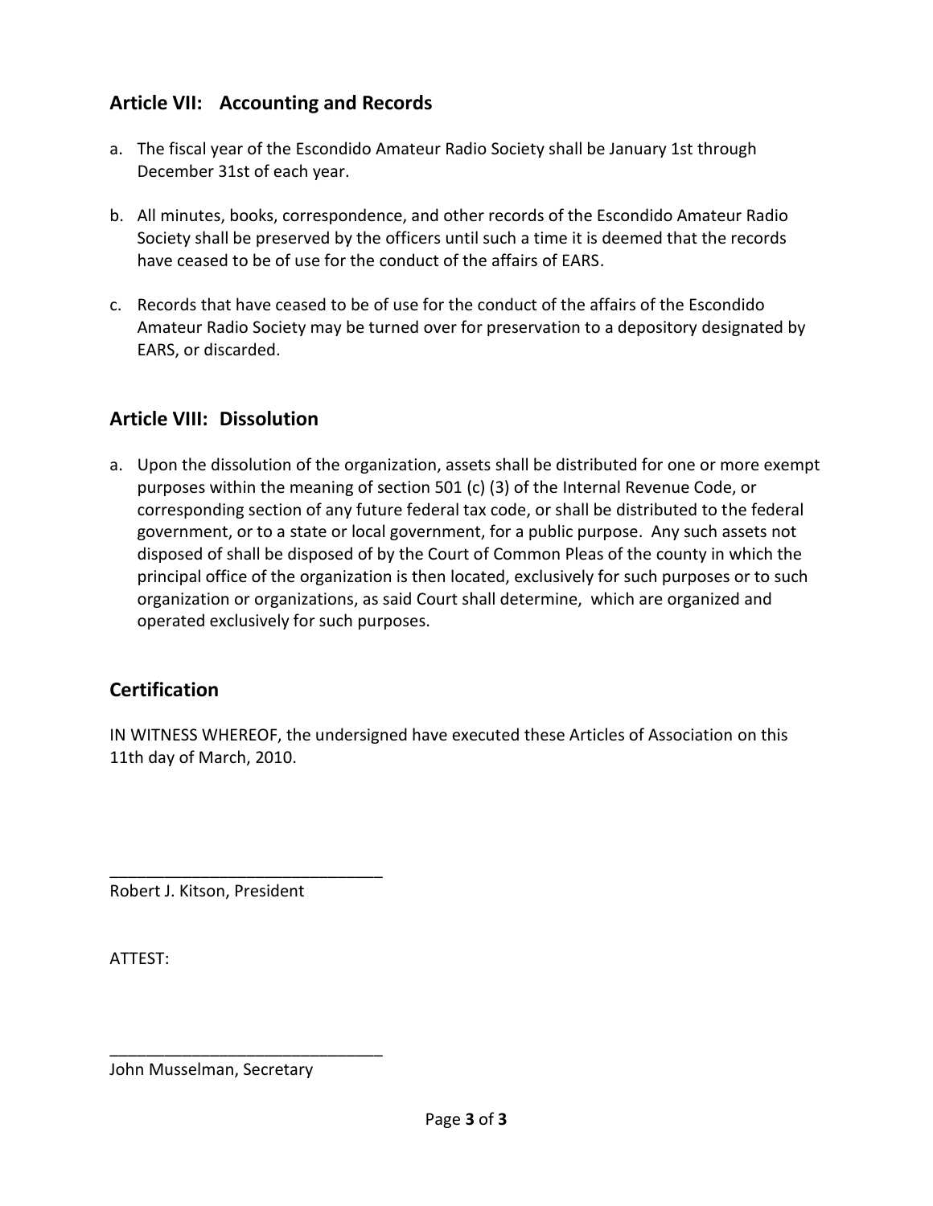## Article VII: Accounting and Records

a. The fiscal year of the Escondido Amateur Radio Society shall be January 1st through December 31st of each year.

b. All minutes, books, correspondence, and other records of the Escondido Amateur Radio Society shall be preserved by the officers until such a time it is deemed that the records have ceased to be of use for the conduct of the affairs of EARS.

c. Records that have ceased to be of use for the conduct of the affairs of the Escondido Amateur Radio Society may be turned over for preservation to a depository designated by EARS, or discarded.

## Article VIII: Dissolution

a. Upon the dissolution of the organization, assets shall be distributed for one or more exempt purposes within the meaning of section 501 (c) (3) of the Internal Revenue Code, or corresponding section of any future federal tax code, or shall be distributed to the federal government, or to a state or local government, for a public purpose. Any such assets not disposed of shall be disposed of by the Court of Common Pleas of the county in which the principal office of the organization is then located, exclusively for such purposes or to such organization or organizations, as said Court shall determine, which are organized and operated exclusively for such purposes.

## Certification

IN WITNESS WHEREOF, the undersigned have executed these Articles of Association on this 11th day of March, 2010.

______________________________
Robert J. Kitson, President

ATTEST:

______________________________
John Musselman, Secretary